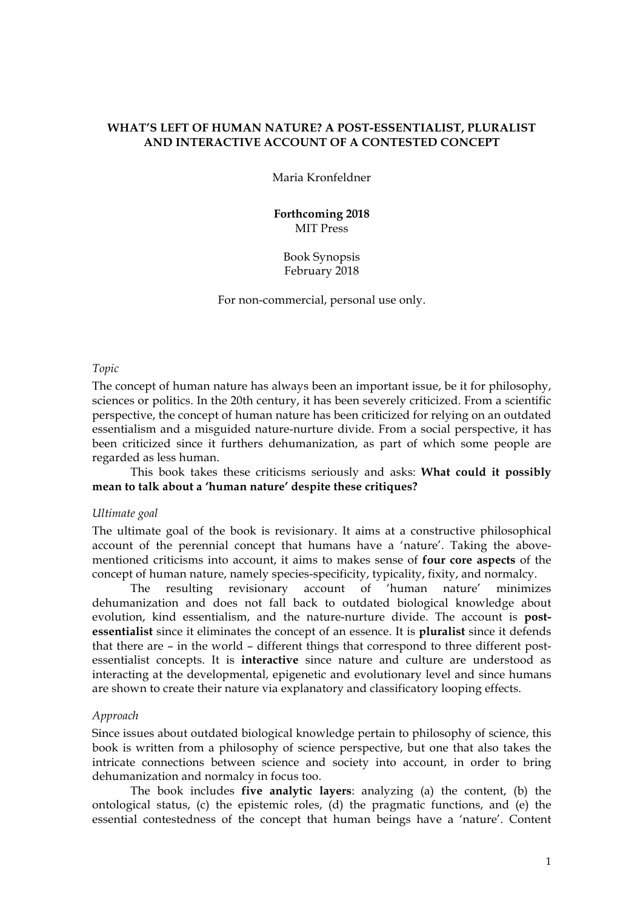# WHAT'S LEFT OF HUMAN NATURE? A POST-ESSENTIALIST, PLURALIST AND INTERACTIVE ACCOUNT OF A CONTESTED CONCEPT

Maria Kronfeldner

**Forthcoming 2018**
MIT Press

Book Synopsis
February 2018

For non-commercial, personal use only.

*Topic*

The concept of human nature has always been an important issue, be it for philosophy, sciences or politics. In the 20th century, it has been severely criticized. From a scientific perspective, the concept of human nature has been criticized for relying on an outdated essentialism and a misguided nature-nurture divide. From a social perspective, it has been criticized since it furthers dehumanization, as part of which some people are regarded as less human.

This book takes these criticisms seriously and asks: **What could it possibly mean to talk about a 'human nature' despite these critiques?**

*Ultimate goal*

The ultimate goal of the book is revisionary. It aims at a constructive philosophical account of the perennial concept that humans have a 'nature'. Taking the above-mentioned criticisms into account, it aims to makes sense of **four core aspects** of the concept of human nature, namely species-specificity, typicality, fixity, and normalcy.

The resulting revisionary account of 'human nature' minimizes dehumanization and does not fall back to outdated biological knowledge about evolution, kind essentialism, and the nature-nurture divide. The account is **post-essentialist** since it eliminates the concept of an essence. It is **pluralist** since it defends that there are – in the world – different things that correspond to three different post-essentialist concepts. It is **interactive** since nature and culture are understood as interacting at the developmental, epigenetic and evolutionary level and since humans are shown to create their nature via explanatory and classificatory looping effects.

*Approach*

Since issues about outdated biological knowledge pertain to philosophy of science, this book is written from a philosophy of science perspective, but one that also takes the intricate connections between science and society into account, in order to bring dehumanization and normalcy in focus too.

The book includes **five analytic layers**: analyzing (a) the content, (b) the ontological status, (c) the epistemic roles, (d) the pragmatic functions, and (e) the essential contestedness of the concept that human beings have a 'nature'. Content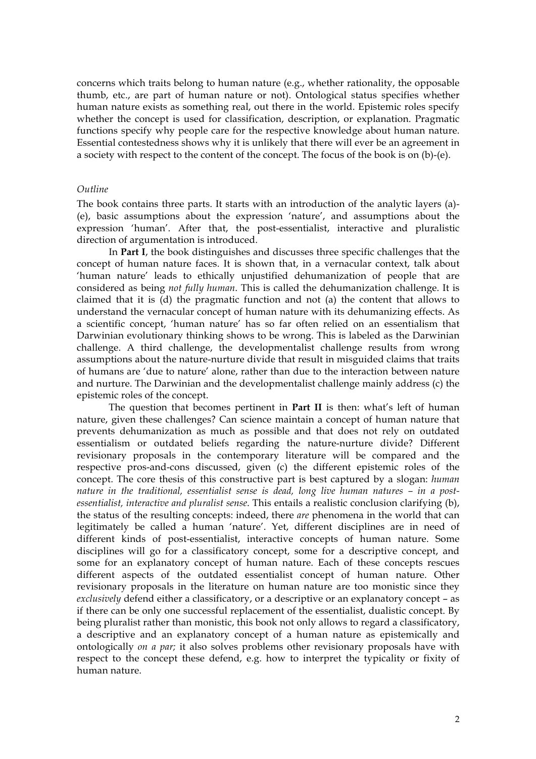concerns which traits belong to human nature (e.g., whether rationality, the opposable thumb, etc., are part of human nature or not). Ontological status specifies whether human nature exists as something real, out there in the world. Epistemic roles specify whether the concept is used for classification, description, or explanation. Pragmatic functions specify why people care for the respective knowledge about human nature. Essential contestedness shows why it is unlikely that there will ever be an agreement in a society with respect to the content of the concept. The focus of the book is on (b)-(e).

*Outline*

The book contains three parts. It starts with an introduction of the analytic layers (a)-(e), basic assumptions about the expression 'nature', and assumptions about the expression 'human'. After that, the post-essentialist, interactive and pluralistic direction of argumentation is introduced.

In **Part I**, the book distinguishes and discusses three specific challenges that the concept of human nature faces. It is shown that, in a vernacular context, talk about 'human nature' leads to ethically unjustified dehumanization of people that are considered as being *not fully human*. This is called the dehumanization challenge. It is claimed that it is (d) the pragmatic function and not (a) the content that allows to understand the vernacular concept of human nature with its dehumanizing effects. As a scientific concept, 'human nature' has so far often relied on an essentialism that Darwinian evolutionary thinking shows to be wrong. This is labeled as the Darwinian challenge. A third challenge, the developmentalist challenge results from wrong assumptions about the nature-nurture divide that result in misguided claims that traits of humans are 'due to nature' alone, rather than due to the interaction between nature and nurture. The Darwinian and the developmentalist challenge mainly address (c) the epistemic roles of the concept.

The question that becomes pertinent in **Part II** is then: what's left of human nature, given these challenges? Can science maintain a concept of human nature that prevents dehumanization as much as possible and that does not rely on outdated essentialism or outdated beliefs regarding the nature-nurture divide? Different revisionary proposals in the contemporary literature will be compared and the respective pros-and-cons discussed, given (c) the different epistemic roles of the concept. The core thesis of this constructive part is best captured by a slogan: *human nature in the traditional, essentialist sense is dead, long live human natures – in a post-essentialist, interactive and pluralist sense*. This entails a realistic conclusion clarifying (b), the status of the resulting concepts: indeed, there *are* phenomena in the world that can legitimately be called a human 'nature'. Yet, different disciplines are in need of different kinds of post-essentialist, interactive concepts of human nature. Some disciplines will go for a classificatory concept, some for a descriptive concept, and some for an explanatory concept of human nature. Each of these concepts rescues different aspects of the outdated essentialist concept of human nature. Other revisionary proposals in the literature on human nature are too monistic since they *exclusively* defend either a classificatory, or a descriptive or an explanatory concept – as if there can be only one successful replacement of the essentialist, dualistic concept. By being pluralist rather than monistic, this book not only allows to regard a classificatory, a descriptive and an explanatory concept of a human nature as epistemically and ontologically *on a par;* it also solves problems other revisionary proposals have with respect to the concept these defend, e.g. how to interpret the typicality or fixity of human nature.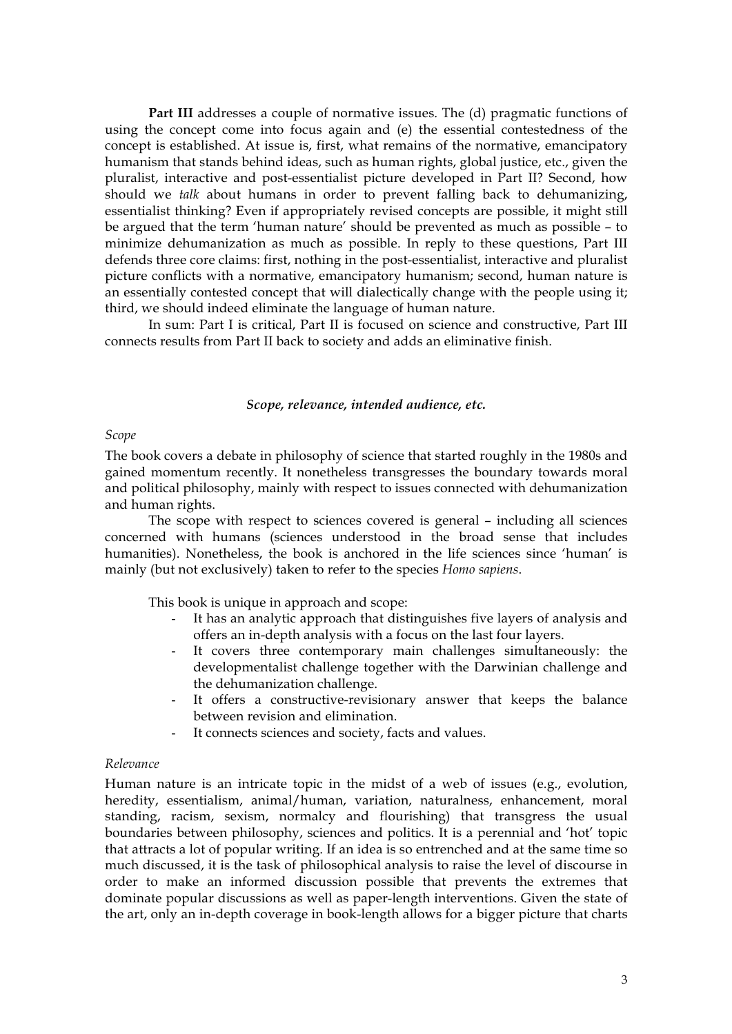**Part III** addresses a couple of normative issues. The (d) pragmatic functions of using the concept come into focus again and (e) the essential contestedness of the concept is established. At issue is, first, what remains of the normative, emancipatory humanism that stands behind ideas, such as human rights, global justice, etc., given the pluralist, interactive and post-essentialist picture developed in Part II? Second, how should we *talk* about humans in order to prevent falling back to dehumanizing, essentialist thinking? Even if appropriately revised concepts are possible, it might still be argued that the term 'human nature' should be prevented as much as possible – to minimize dehumanization as much as possible. In reply to these questions, Part III defends three core claims: first, nothing in the post-essentialist, interactive and pluralist picture conflicts with a normative, emancipatory humanism; second, human nature is an essentially contested concept that will dialectically change with the people using it; third, we should indeed eliminate the language of human nature.

In sum: Part I is critical, Part II is focused on science and constructive, Part III connects results from Part II back to society and adds an eliminative finish.

### ***Scope, relevance, intended audience, etc.***

*Scope*

The book covers a debate in philosophy of science that started roughly in the 1980s and gained momentum recently. It nonetheless transgresses the boundary towards moral and political philosophy, mainly with respect to issues connected with dehumanization and human rights.

The scope with respect to sciences covered is general – including all sciences concerned with humans (sciences understood in the broad sense that includes humanities). Nonetheless, the book is anchored in the life sciences since 'human' is mainly (but not exclusively) taken to refer to the species *Homo sapiens*.

This book is unique in approach and scope:

- It has an analytic approach that distinguishes five layers of analysis and offers an in-depth analysis with a focus on the last four layers.
- It covers three contemporary main challenges simultaneously: the developmentalist challenge together with the Darwinian challenge and the dehumanization challenge.
- It offers a constructive-revisionary answer that keeps the balance between revision and elimination.
- It connects sciences and society, facts and values.

*Relevance*

Human nature is an intricate topic in the midst of a web of issues (e.g., evolution, heredity, essentialism, animal/human, variation, naturalness, enhancement, moral standing, racism, sexism, normalcy and flourishing) that transgress the usual boundaries between philosophy, sciences and politics. It is a perennial and 'hot' topic that attracts a lot of popular writing. If an idea is so entrenched and at the same time so much discussed, it is the task of philosophical analysis to raise the level of discourse in order to make an informed discussion possible that prevents the extremes that dominate popular discussions as well as paper-length interventions. Given the state of the art, only an in-depth coverage in book-length allows for a bigger picture that charts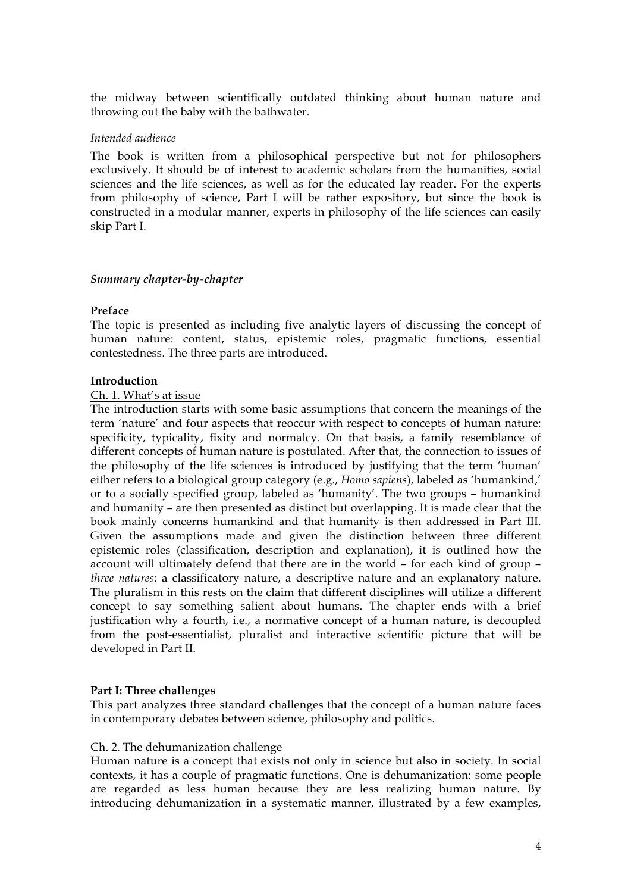the midway between scientifically outdated thinking about human nature and throwing out the baby with the bathwater.

*Intended audience*

The book is written from a philosophical perspective but not for philosophers exclusively. It should be of interest to academic scholars from the humanities, social sciences and the life sciences, as well as for the educated lay reader. For the experts from philosophy of science, Part I will be rather expository, but since the book is constructed in a modular manner, experts in philosophy of the life sciences can easily skip Part I.

***Summary chapter-by-chapter***

**Preface**

The topic is presented as including five analytic layers of discussing the concept of human nature: content, status, epistemic roles, pragmatic functions, essential contestedness. The three parts are introduced.

**Introduction**

Ch. 1. What's at issue

The introduction starts with some basic assumptions that concern the meanings of the term 'nature' and four aspects that reoccur with respect to concepts of human nature: specificity, typicality, fixity and normalcy. On that basis, a family resemblance of different concepts of human nature is postulated. After that, the connection to issues of the philosophy of the life sciences is introduced by justifying that the term 'human' either refers to a biological group category (e.g., *Homo sapiens*), labeled as 'humankind,' or to a socially specified group, labeled as 'humanity'. The two groups – humankind and humanity – are then presented as distinct but overlapping. It is made clear that the book mainly concerns humankind and that humanity is then addressed in Part III. Given the assumptions made and given the distinction between three different epistemic roles (classification, description and explanation), it is outlined how the account will ultimately defend that there are in the world – for each kind of group – *three natures*: a classificatory nature, a descriptive nature and an explanatory nature. The pluralism in this rests on the claim that different disciplines will utilize a different concept to say something salient about humans. The chapter ends with a brief justification why a fourth, i.e., a normative concept of a human nature, is decoupled from the post-essentialist, pluralist and interactive scientific picture that will be developed in Part II.

**Part I: Three challenges**

This part analyzes three standard challenges that the concept of a human nature faces in contemporary debates between science, philosophy and politics.

Ch. 2. The dehumanization challenge

Human nature is a concept that exists not only in science but also in society. In social contexts, it has a couple of pragmatic functions. One is dehumanization: some people are regarded as less human because they are less realizing human nature. By introducing dehumanization in a systematic manner, illustrated by a few examples,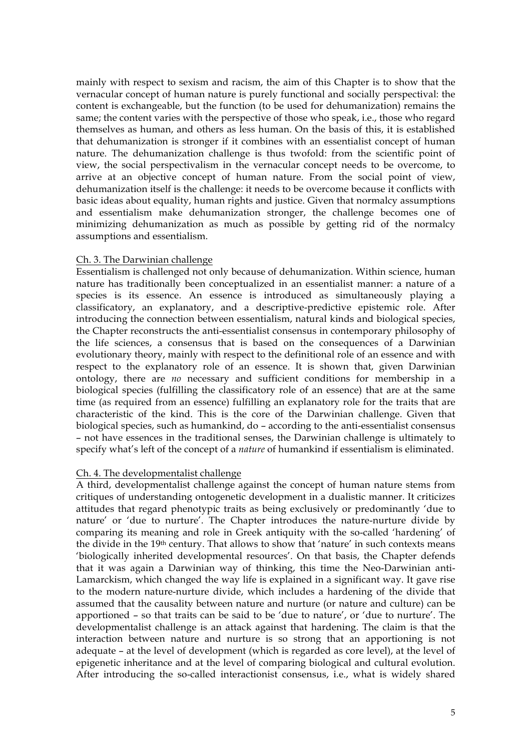mainly with respect to sexism and racism, the aim of this Chapter is to show that the vernacular concept of human nature is purely functional and socially perspectival: the content is exchangeable, but the function (to be used for dehumanization) remains the same; the content varies with the perspective of those who speak, i.e., those who regard themselves as human, and others as less human. On the basis of this, it is established that dehumanization is stronger if it combines with an essentialist concept of human nature. The dehumanization challenge is thus twofold: from the scientific point of view, the social perspectivalism in the vernacular concept needs to be overcome, to arrive at an objective concept of human nature. From the social point of view, dehumanization itself is the challenge: it needs to be overcome because it conflicts with basic ideas about equality, human rights and justice. Given that normalcy assumptions and essentialism make dehumanization stronger, the challenge becomes one of minimizing dehumanization as much as possible by getting rid of the normalcy assumptions and essentialism.

Ch. 3. The Darwinian challenge

Essentialism is challenged not only because of dehumanization. Within science, human nature has traditionally been conceptualized in an essentialist manner: a nature of a species is its essence. An essence is introduced as simultaneously playing a classificatory, an explanatory, and a descriptive-predictive epistemic role. After introducing the connection between essentialism, natural kinds and biological species, the Chapter reconstructs the anti-essentialist consensus in contemporary philosophy of the life sciences, a consensus that is based on the consequences of a Darwinian evolutionary theory, mainly with respect to the definitional role of an essence and with respect to the explanatory role of an essence. It is shown that, given Darwinian ontology, there are *no* necessary and sufficient conditions for membership in a biological species (fulfilling the classificatory role of an essence) that are at the same time (as required from an essence) fulfilling an explanatory role for the traits that are characteristic of the kind. This is the core of the Darwinian challenge. Given that biological species, such as humankind, do – according to the anti-essentialist consensus – not have essences in the traditional senses, the Darwinian challenge is ultimately to specify what's left of the concept of a *nature* of humankind if essentialism is eliminated.

Ch. 4. The developmentalist challenge

A third, developmentalist challenge against the concept of human nature stems from critiques of understanding ontogenetic development in a dualistic manner. It criticizes attitudes that regard phenotypic traits as being exclusively or predominantly 'due to nature' or 'due to nurture'. The Chapter introduces the nature-nurture divide by comparing its meaning and role in Greek antiquity with the so-called 'hardening' of the divide in the 19th century. That allows to show that 'nature' in such contexts means 'biologically inherited developmental resources'. On that basis, the Chapter defends that it was again a Darwinian way of thinking, this time the Neo-Darwinian anti-Lamarckism, which changed the way life is explained in a significant way. It gave rise to the modern nature-nurture divide, which includes a hardening of the divide that assumed that the causality between nature and nurture (or nature and culture) can be apportioned – so that traits can be said to be 'due to nature', or 'due to nurture'. The developmentalist challenge is an attack against that hardening. The claim is that the interaction between nature and nurture is so strong that an apportioning is not adequate – at the level of development (which is regarded as core level), at the level of epigenetic inheritance and at the level of comparing biological and cultural evolution. After introducing the so-called interactionist consensus, i.e., what is widely shared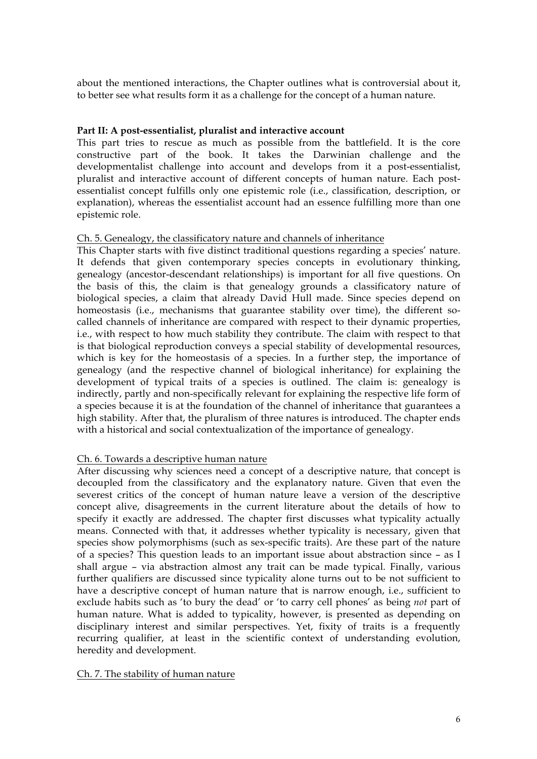about the mentioned interactions, the Chapter outlines what is controversial about it, to better see what results form it as a challenge for the concept of a human nature.

**Part II: A post-essentialist, pluralist and interactive account**

This part tries to rescue as much as possible from the battlefield. It is the core constructive part of the book. It takes the Darwinian challenge and the developmentalist challenge into account and develops from it a post-essentialist, pluralist and interactive account of different concepts of human nature. Each post-essentialist concept fulfills only one epistemic role (i.e., classification, description, or explanation), whereas the essentialist account had an essence fulfilling more than one epistemic role.

Ch. 5. Genealogy, the classificatory nature and channels of inheritance

This Chapter starts with five distinct traditional questions regarding a species' nature. It defends that given contemporary species concepts in evolutionary thinking, genealogy (ancestor-descendant relationships) is important for all five questions. On the basis of this, the claim is that genealogy grounds a classificatory nature of biological species, a claim that already David Hull made. Since species depend on homeostasis (i.e., mechanisms that guarantee stability over time), the different so-called channels of inheritance are compared with respect to their dynamic properties, i.e., with respect to how much stability they contribute. The claim with respect to that is that biological reproduction conveys a special stability of developmental resources, which is key for the homeostasis of a species. In a further step, the importance of genealogy (and the respective channel of biological inheritance) for explaining the development of typical traits of a species is outlined. The claim is: genealogy is indirectly, partly and non-specifically relevant for explaining the respective life form of a species because it is at the foundation of the channel of inheritance that guarantees a high stability. After that, the pluralism of three natures is introduced. The chapter ends with a historical and social contextualization of the importance of genealogy.

Ch. 6. Towards a descriptive human nature

After discussing why sciences need a concept of a descriptive nature, that concept is decoupled from the classificatory and the explanatory nature. Given that even the severest critics of the concept of human nature leave a version of the descriptive concept alive, disagreements in the current literature about the details of how to specify it exactly are addressed. The chapter first discusses what typicality actually means. Connected with that, it addresses whether typicality is necessary, given that species show polymorphisms (such as sex-specific traits). Are these part of the nature of a species? This question leads to an important issue about abstraction since – as I shall argue – via abstraction almost any trait can be made typical. Finally, various further qualifiers are discussed since typicality alone turns out to be not sufficient to have a descriptive concept of human nature that is narrow enough, i.e., sufficient to exclude habits such as 'to bury the dead' or 'to carry cell phones' as being *not* part of human nature. What is added to typicality, however, is presented as depending on disciplinary interest and similar perspectives. Yet, fixity of traits is a frequently recurring qualifier, at least in the scientific context of understanding evolution, heredity and development.

Ch. 7. The stability of human nature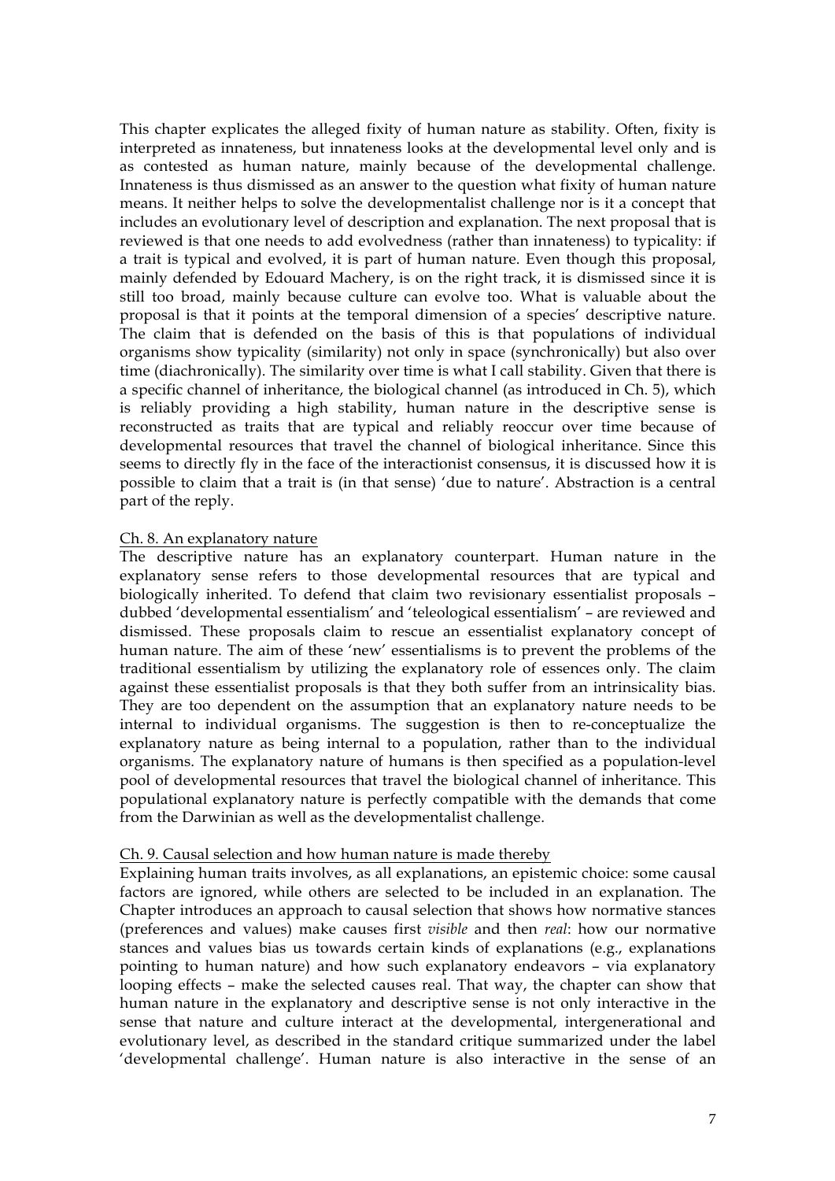This chapter explicates the alleged fixity of human nature as stability. Often, fixity is interpreted as innateness, but innateness looks at the developmental level only and is as contested as human nature, mainly because of the developmental challenge. Innateness is thus dismissed as an answer to the question what fixity of human nature means. It neither helps to solve the developmentalist challenge nor is it a concept that includes an evolutionary level of description and explanation. The next proposal that is reviewed is that one needs to add evolvedness (rather than innateness) to typicality: if a trait is typical and evolved, it is part of human nature. Even though this proposal, mainly defended by Edouard Machery, is on the right track, it is dismissed since it is still too broad, mainly because culture can evolve too. What is valuable about the proposal is that it points at the temporal dimension of a species' descriptive nature. The claim that is defended on the basis of this is that populations of individual organisms show typicality (similarity) not only in space (synchronically) but also over time (diachronically). The similarity over time is what I call stability. Given that there is a specific channel of inheritance, the biological channel (as introduced in Ch. 5), which is reliably providing a high stability, human nature in the descriptive sense is reconstructed as traits that are typical and reliably reoccur over time because of developmental resources that travel the channel of biological inheritance. Since this seems to directly fly in the face of the interactionist consensus, it is discussed how it is possible to claim that a trait is (in that sense) 'due to nature'. Abstraction is a central part of the reply.

## Ch. 8. An explanatory nature

The descriptive nature has an explanatory counterpart. Human nature in the explanatory sense refers to those developmental resources that are typical and biologically inherited. To defend that claim two revisionary essentialist proposals – dubbed 'developmental essentialism' and 'teleological essentialism' – are reviewed and dismissed. These proposals claim to rescue an essentialist explanatory concept of human nature. The aim of these 'new' essentialisms is to prevent the problems of the traditional essentialism by utilizing the explanatory role of essences only. The claim against these essentialist proposals is that they both suffer from an intrinsicality bias. They are too dependent on the assumption that an explanatory nature needs to be internal to individual organisms. The suggestion is then to re-conceptualize the explanatory nature as being internal to a population, rather than to the individual organisms. The explanatory nature of humans is then specified as a population-level pool of developmental resources that travel the biological channel of inheritance. This populational explanatory nature is perfectly compatible with the demands that come from the Darwinian as well as the developmentalist challenge.

## Ch. 9. Causal selection and how human nature is made thereby

Explaining human traits involves, as all explanations, an epistemic choice: some causal factors are ignored, while others are selected to be included in an explanation. The Chapter introduces an approach to causal selection that shows how normative stances (preferences and values) make causes first *visible* and then *real*: how our normative stances and values bias us towards certain kinds of explanations (e.g., explanations pointing to human nature) and how such explanatory endeavors – via explanatory looping effects – make the selected causes real. That way, the chapter can show that human nature in the explanatory and descriptive sense is not only interactive in the sense that nature and culture interact at the developmental, intergenerational and evolutionary level, as described in the standard critique summarized under the label 'developmental challenge'. Human nature is also interactive in the sense of an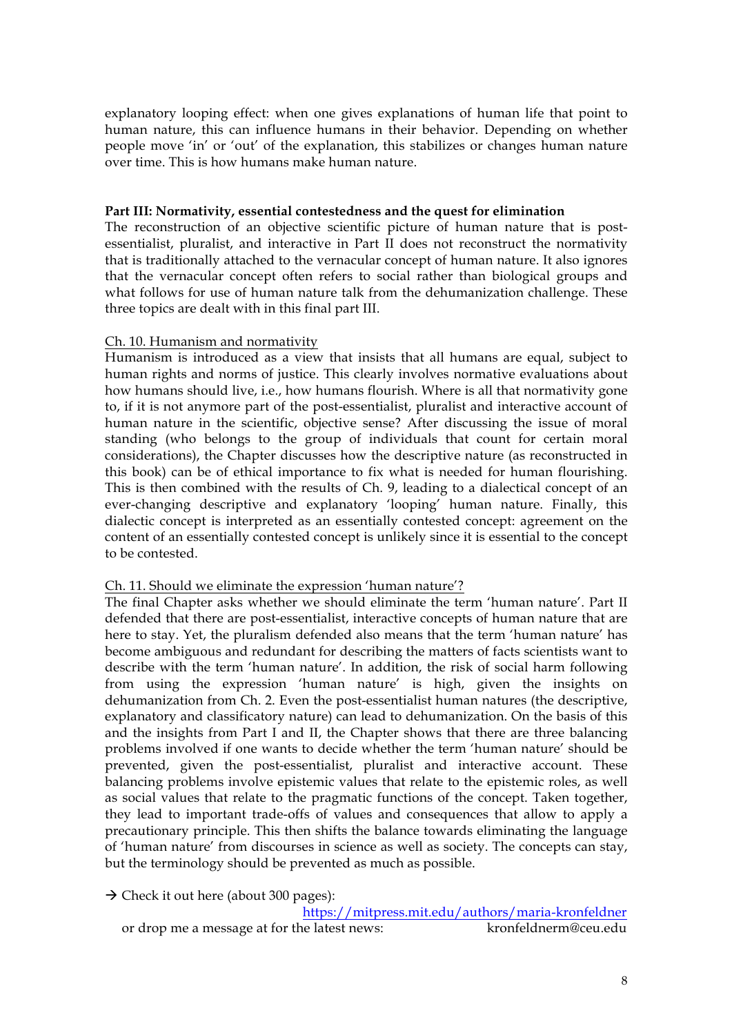explanatory looping effect: when one gives explanations of human life that point to human nature, this can influence humans in their behavior. Depending on whether people move 'in' or 'out' of the explanation, this stabilizes or changes human nature over time. This is how humans make human nature.

**Part III: Normativity, essential contestedness and the quest for elimination**

The reconstruction of an objective scientific picture of human nature that is post-essentialist, pluralist, and interactive in Part II does not reconstruct the normativity that is traditionally attached to the vernacular concept of human nature. It also ignores that the vernacular concept often refers to social rather than biological groups and what follows for use of human nature talk from the dehumanization challenge. These three topics are dealt with in this final part III.

<u>Ch. 10. Humanism and normativity</u>

Humanism is introduced as a view that insists that all humans are equal, subject to human rights and norms of justice. This clearly involves normative evaluations about how humans should live, i.e., how humans flourish. Where is all that normativity gone to, if it is not anymore part of the post-essentialist, pluralist and interactive account of human nature in the scientific, objective sense? After discussing the issue of moral standing (who belongs to the group of individuals that count for certain moral considerations), the Chapter discusses how the descriptive nature (as reconstructed in this book) can be of ethical importance to fix what is needed for human flourishing. This is then combined with the results of Ch. 9, leading to a dialectical concept of an ever-changing descriptive and explanatory 'looping' human nature. Finally, this dialectic concept is interpreted as an essentially contested concept: agreement on the content of an essentially contested concept is unlikely since it is essential to the concept to be contested.

<u>Ch. 11. Should we eliminate the expression 'human nature'?</u>

The final Chapter asks whether we should eliminate the term 'human nature'. Part II defended that there are post-essentialist, interactive concepts of human nature that are here to stay. Yet, the pluralism defended also means that the term 'human nature' has become ambiguous and redundant for describing the matters of facts scientists want to describe with the term 'human nature'. In addition, the risk of social harm following from using the expression 'human nature' is high, given the insights on dehumanization from Ch. 2. Even the post-essentialist human natures (the descriptive, explanatory and classificatory nature) can lead to dehumanization. On the basis of this and the insights from Part I and II, the Chapter shows that there are three balancing problems involved if one wants to decide whether the term 'human nature' should be prevented, given the post-essentialist, pluralist and interactive account. These balancing problems involve epistemic values that relate to the epistemic roles, as well as social values that relate to the pragmatic functions of the concept. Taken together, they lead to important trade-offs of values and consequences that allow to apply a precautionary principle. This then shifts the balance towards eliminating the language of 'human nature' from discourses in science as well as society. The concepts can stay, but the terminology should be prevented as much as possible.

→ Check it out here (about 300 pages):

https://mitpress.mit.edu/authors/maria-kronfeldner

or drop me a message at for the latest news: kronfeldnerm@ceu.edu